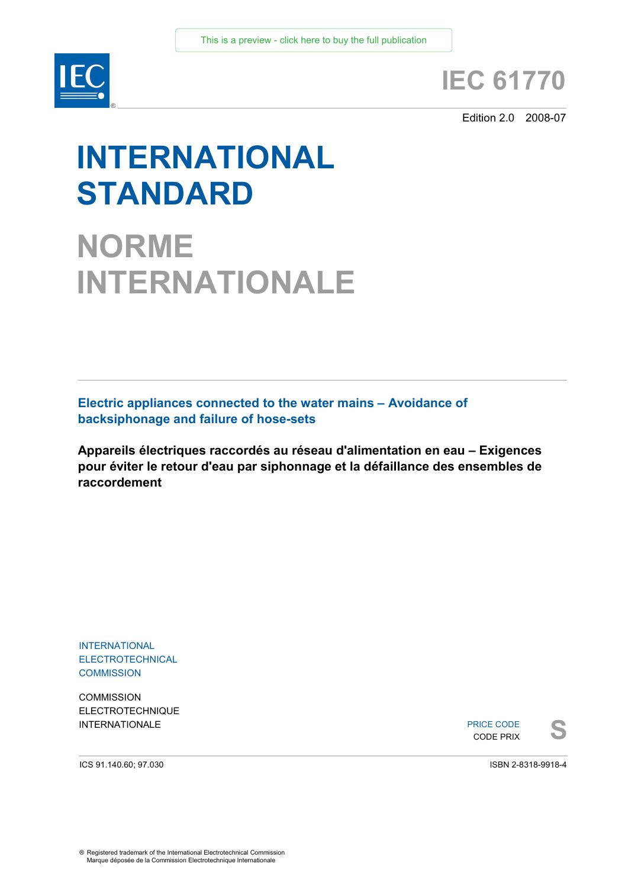This is a preview - click here to buy the full publication

# IEC 61770

Edition 2.0 2008-07

# INTERNATIONAL STANDARD

# NORME INTERNATIONALE

## Electric appliances connected to the water mains – Avoidance of backsiphonage and failure of hose-sets

**Appareils électriques raccordés au réseau d'alimentation en eau – Exigences pour éviter le retour d'eau par siphonnage et la défaillance des ensembles de raccordement**

INTERNATIONAL ELECTROTECHNICAL COMMISSION

COMMISSION ELECTROTECHNIQUE INTERNATIONALE

PRICE CODE
CODE PRIX **S**

ICS 91.140.60; 97.030

ISBN 2-8318-9918-4

® Registered trademark of the International Electrotechnical Commission
Marque déposée de la Commission Electrotechnique Internationale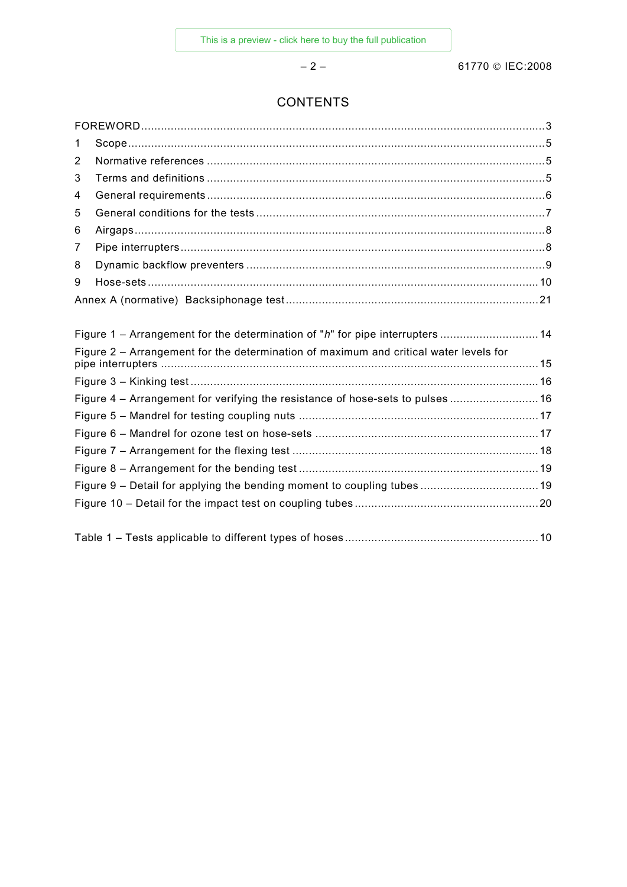# CONTENTS

FOREWORD ........................................................................................................................... 3
1 Scope ............................................................................................................................... 5
2 Normative references ....................................................................................................... 5
3 Terms and definitions ....................................................................................................... 5
4 General requirements ....................................................................................................... 6
5 General conditions for the tests ........................................................................................ 7
6 Airgaps ............................................................................................................................. 8
7 Pipe interrupters ............................................................................................................... 8
8 Dynamic backflow preventers ........................................................................................... 9
9 Hose-sets ........................................................................................................................ 10
Annex A (normative) Backsiphonage test ............................................................................ 21

Figure 1 – Arrangement for the determination of "*h*" for pipe interrupters ............................. 14
Figure 2 – Arrangement for the determination of maximum and critical water levels for pipe interrupters ..................................................................................................................... 15
Figure 3 – Kinking test ........................................................................................................ 16
Figure 4 – Arrangement for verifying the resistance of hose-sets to pulses ........................... 16
Figure 5 – Mandrel for testing coupling nuts ........................................................................ 17
Figure 6 – Mandrel for ozone test on hose-sets .................................................................... 17
Figure 7 – Arrangement for the flexing test .......................................................................... 18
Figure 8 – Arrangement for the bending test ........................................................................ 19
Figure 9 – Detail for applying the bending moment to coupling tubes .................................... 19
Figure 10 – Detail for the impact test on coupling tubes ....................................................... 20

Table 1 – Tests applicable to different types of hoses .......................................................... 10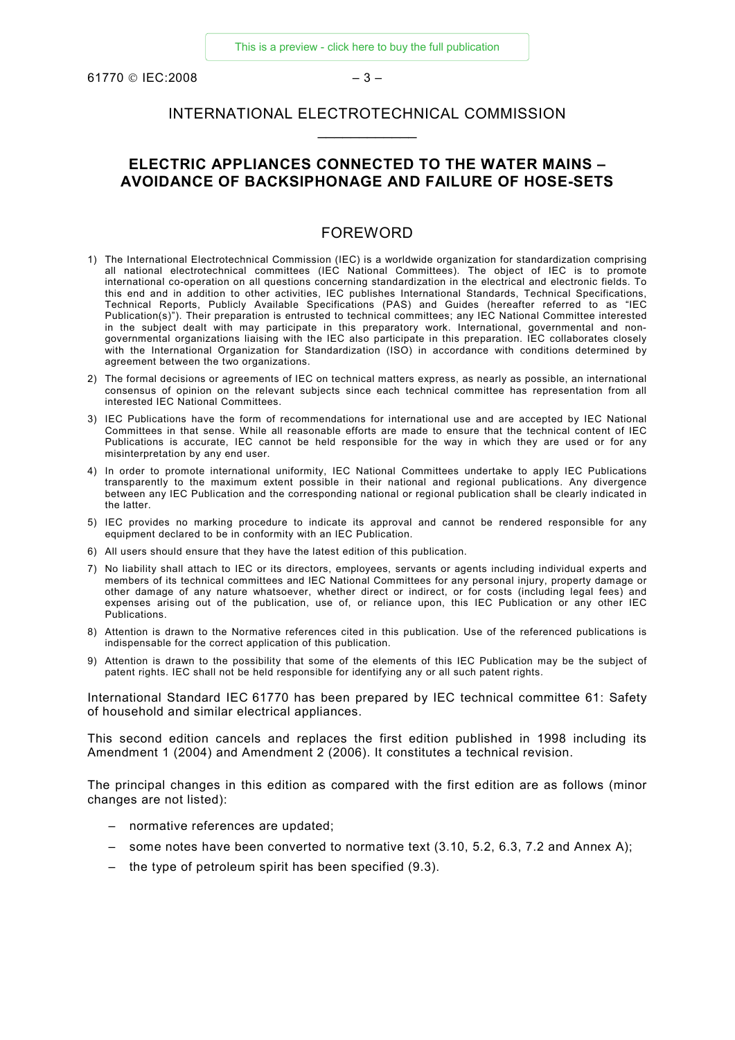# INTERNATIONAL ELECTROTECHNICAL COMMISSION

## ELECTRIC APPLIANCES CONNECTED TO THE WATER MAINS – AVOIDANCE OF BACKSIPHONAGE AND FAILURE OF HOSE-SETS

## FOREWORD

1) The International Electrotechnical Commission (IEC) is a worldwide organization for standardization comprising all national electrotechnical committees (IEC National Committees). The object of IEC is to promote international co-operation on all questions concerning standardization in the electrical and electronic fields. To this end and in addition to other activities, IEC publishes International Standards, Technical Specifications, Technical Reports, Publicly Available Specifications (PAS) and Guides (hereafter referred to as "IEC Publication(s)"). Their preparation is entrusted to technical committees; any IEC National Committee interested in the subject dealt with may participate in this preparatory work. International, governmental and non-governmental organizations liaising with the IEC also participate in this preparation. IEC collaborates closely with the International Organization for Standardization (ISO) in accordance with conditions determined by agreement between the two organizations.
2) The formal decisions or agreements of IEC on technical matters express, as nearly as possible, an international consensus of opinion on the relevant subjects since each technical committee has representation from all interested IEC National Committees.
3) IEC Publications have the form of recommendations for international use and are accepted by IEC National Committees in that sense. While all reasonable efforts are made to ensure that the technical content of IEC Publications is accurate, IEC cannot be held responsible for the way in which they are used or for any misinterpretation by any end user.
4) In order to promote international uniformity, IEC National Committees undertake to apply IEC Publications transparently to the maximum extent possible in their national and regional publications. Any divergence between any IEC Publication and the corresponding national or regional publication shall be clearly indicated in the latter.
5) IEC provides no marking procedure to indicate its approval and cannot be rendered responsible for any equipment declared to be in conformity with an IEC Publication.
6) All users should ensure that they have the latest edition of this publication.
7) No liability shall attach to IEC or its directors, employees, servants or agents including individual experts and members of its technical committees and IEC National Committees for any personal injury, property damage or other damage of any nature whatsoever, whether direct or indirect, or for costs (including legal fees) and expenses arising out of the publication, use of, or reliance upon, this IEC Publication or any other IEC Publications.
8) Attention is drawn to the Normative references cited in this publication. Use of the referenced publications is indispensable for the correct application of this publication.
9) Attention is drawn to the possibility that some of the elements of this IEC Publication may be the subject of patent rights. IEC shall not be held responsible for identifying any or all such patent rights.

International Standard IEC 61770 has been prepared by IEC technical committee 61: Safety of household and similar electrical appliances.

This second edition cancels and replaces the first edition published in 1998 including its Amendment 1 (2004) and Amendment 2 (2006). It constitutes a technical revision.

The principal changes in this edition as compared with the first edition are as follows (minor changes are not listed):

– normative references are updated;
– some notes have been converted to normative text (3.10, 5.2, 6.3, 7.2 and Annex A);
– the type of petroleum spirit has been specified (9.3).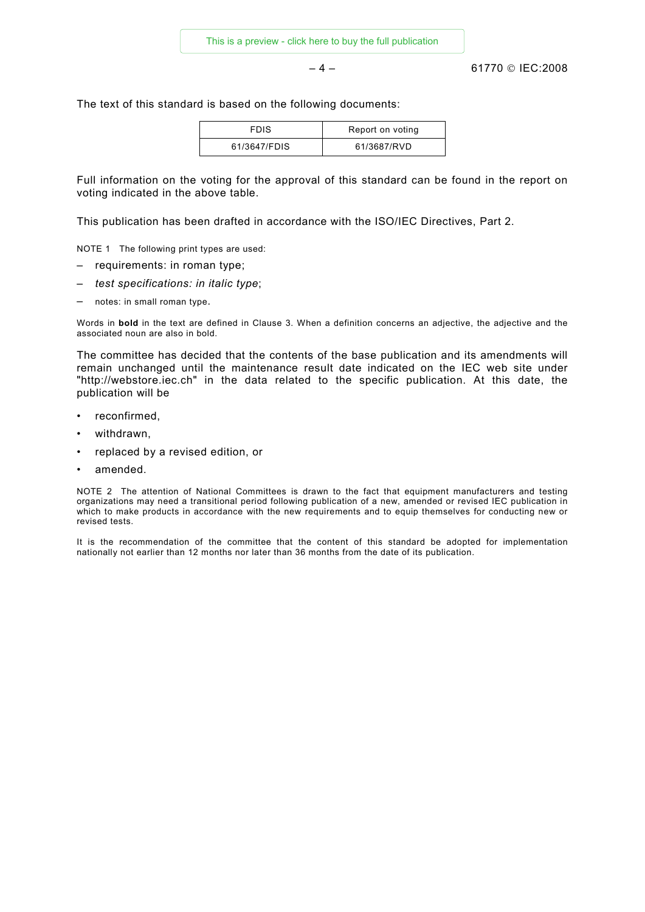The text of this standard is based on the following documents:

| FDIS | Report on voting |
| --- | --- |
| 61/3647/FDIS | 61/3687/RVD |

Full information on the voting for the approval of this standard can be found in the report on voting indicated in the above table.

This publication has been drafted in accordance with the ISO/IEC Directives, Part 2.

NOTE 1 The following print types are used:

– requirements: in roman type;
– *test specifications: in italic type*;
– notes: in small roman type.

Words in **bold** in the text are defined in Clause 3. When a definition concerns an adjective, the adjective and the associated noun are also in bold.

The committee has decided that the contents of the base publication and its amendments will remain unchanged until the maintenance result date indicated on the IEC web site under "http://webstore.iec.ch" in the data related to the specific publication. At this date, the publication will be

- reconfirmed,
- withdrawn,
- replaced by a revised edition, or
- amended.

NOTE 2 The attention of National Committees is drawn to the fact that equipment manufacturers and testing organizations may need a transitional period following publication of a new, amended or revised IEC publication in which to make products in accordance with the new requirements and to equip themselves for conducting new or revised tests.

It is the recommendation of the committee that the content of this standard be adopted for implementation nationally not earlier than 12 months nor later than 36 months from the date of its publication.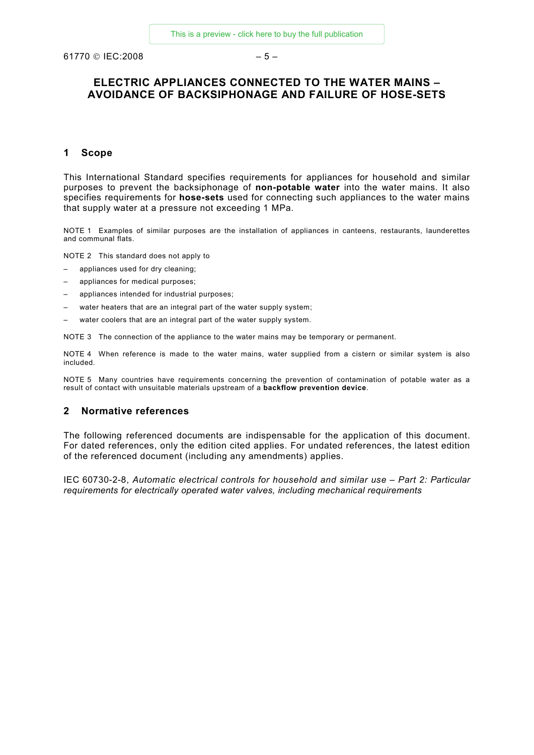# ELECTRIC APPLIANCES CONNECTED TO THE WATER MAINS – AVOIDANCE OF BACKSIPHONAGE AND FAILURE OF HOSE-SETS

## 1 Scope

This International Standard specifies requirements for appliances for household and similar purposes to prevent the backsiphonage of **non-potable water** into the water mains. It also specifies requirements for **hose-sets** used for connecting such appliances to the water mains that supply water at a pressure not exceeding 1 MPa.

NOTE 1 Examples of similar purposes are the installation of appliances in canteens, restaurants, launderettes and communal flats.

NOTE 2 This standard does not apply to

- appliances used for dry cleaning;
- appliances for medical purposes;
- appliances intended for industrial purposes;
- water heaters that are an integral part of the water supply system;
- water coolers that are an integral part of the water supply system.

NOTE 3 The connection of the appliance to the water mains may be temporary or permanent.

NOTE 4 When reference is made to the water mains, water supplied from a cistern or similar system is also included.

NOTE 5 Many countries have requirements concerning the prevention of contamination of potable water as a result of contact with unsuitable materials upstream of a **backflow prevention device**.

## 2 Normative references

The following referenced documents are indispensable for the application of this document. For dated references, only the edition cited applies. For undated references, the latest edition of the referenced document (including any amendments) applies.

IEC 60730-2-8, *Automatic electrical controls for household and similar use – Part 2: Particular requirements for electrically operated water valves, including mechanical requirements*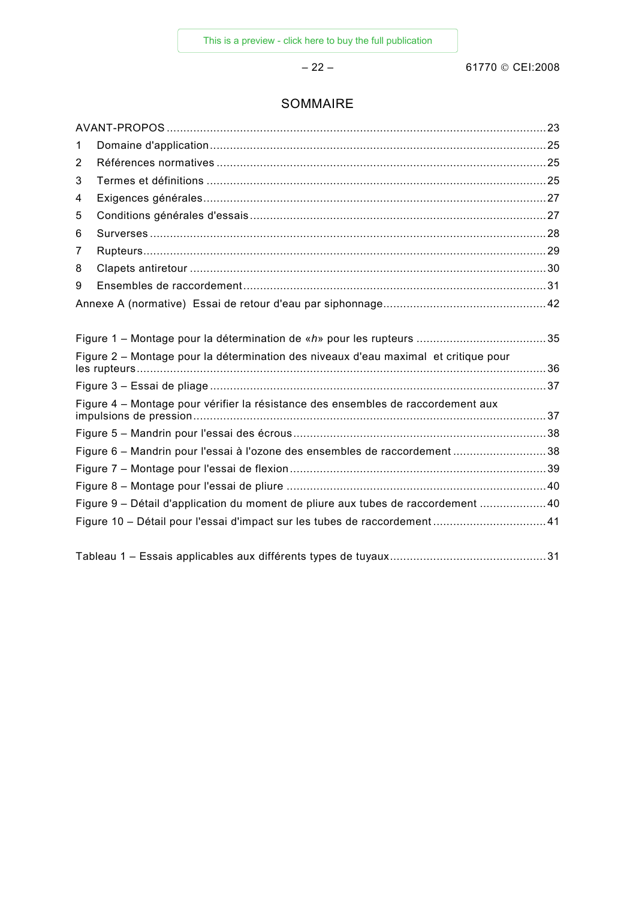# SOMMAIRE

AVANT-PROPOS ........................................................................................................ 23
1 Domaine d'application ........................................................................................ 25
2 Références normatives ...................................................................................... 25
3 Termes et définitions ......................................................................................... 25
4 Exigences générales .......................................................................................... 27
5 Conditions générales d'essais ............................................................................ 27
6 Surverses ........................................................................................................... 28
7 Rupteurs ............................................................................................................. 29
8 Clapets antiretour ............................................................................................... 30
9 Ensembles de raccordement .............................................................................. 31
Annexe A (normative) Essai de retour d'eau par siphonnage ................................... 42

Figure 1 – Montage pour la détermination de «*h*» pour les rupteurs ...................... 35
Figure 2 – Montage pour la détermination des niveaux d'eau maximal et critique pour les rupteurs ............................................................................................................. 36
Figure 3 – Essai de pliage ........................................................................................ 37
Figure 4 – Montage pour vérifier la résistance des ensembles de raccordement aux impulsions de pression .............................................................................................. 37
Figure 5 – Mandrin pour l'essai des écrous ............................................................... 38
Figure 6 – Mandrin pour l'essai à l'ozone des ensembles de raccordement .............. 38
Figure 7 – Montage pour l'essai de flexion ................................................................ 39
Figure 8 – Montage pour l'essai de pliure .................................................................. 40
Figure 9 – Détail d'application du moment de pliure aux tubes de raccordement ...... 40
Figure 10 – Détail pour l'essai d'impact sur les tubes de raccordement .................... 41

Tableau 1 – Essais applicables aux différents types de tuyaux .................................. 31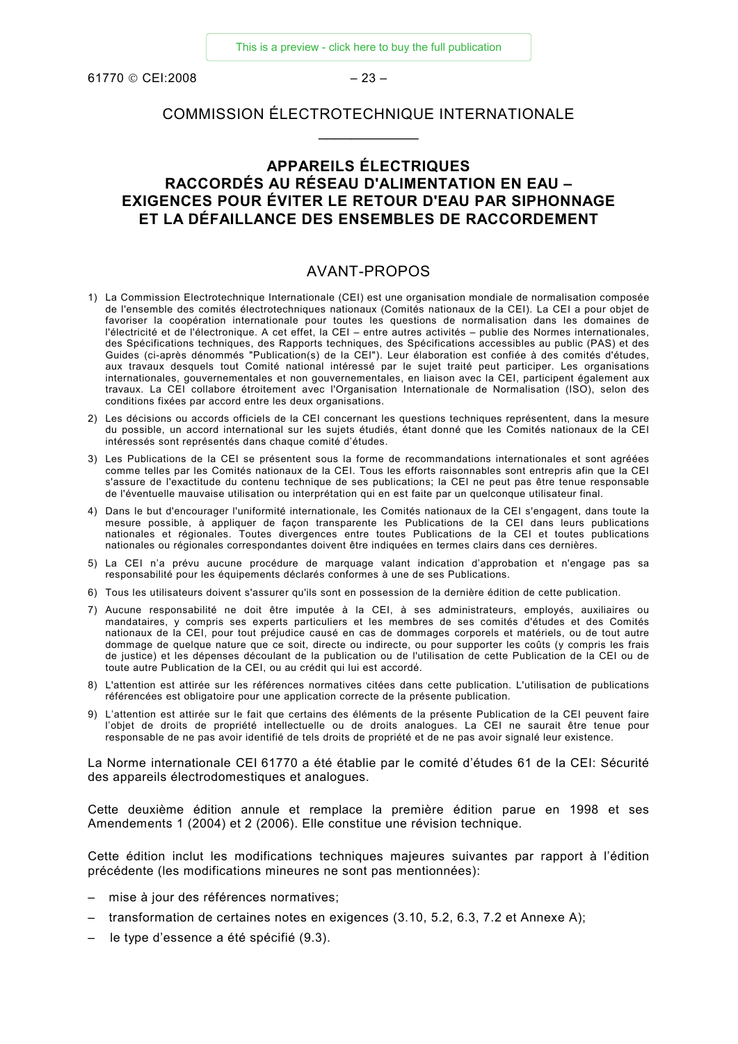# COMMISSION ÉLECTROTECHNIQUE INTERNATIONALE

## APPAREILS ÉLECTRIQUES RACCORDÉS AU RÉSEAU D'ALIMENTATION EN EAU – EXIGENCES POUR ÉVITER LE RETOUR D'EAU PAR SIPHONNAGE ET LA DÉFAILLANCE DES ENSEMBLES DE RACCORDEMENT

## AVANT-PROPOS

1) La Commission Electrotechnique Internationale (CEI) est une organisation mondiale de normalisation composée de l'ensemble des comités électrotechniques nationaux (Comités nationaux de la CEI). La CEI a pour objet de favoriser la coopération internationale pour toutes les questions de normalisation dans les domaines de l'électricité et de l'électronique. A cet effet, la CEI – entre autres activités – publie des Normes internationales, des Spécifications techniques, des Rapports techniques, des Spécifications accessibles au public (PAS) et des Guides (ci-après dénommés "Publication(s) de la CEI"). Leur élaboration est confiée à des comités d'études, aux travaux desquels tout Comité national intéressé par le sujet traité peut participer. Les organisations internationales, gouvernementales et non gouvernementales, en liaison avec la CEI, participent également aux travaux. La CEI collabore étroitement avec l'Organisation Internationale de Normalisation (ISO), selon des conditions fixées par accord entre les deux organisations.
2) Les décisions ou accords officiels de la CEI concernant les questions techniques représentent, dans la mesure du possible, un accord international sur les sujets étudiés, étant donné que les Comités nationaux de la CEI intéressés sont représentés dans chaque comité d'études.
3) Les Publications de la CEI se présentent sous la forme de recommandations internationales et sont agréées comme telles par les Comités nationaux de la CEI. Tous les efforts raisonnables sont entrepris afin que la CEI s'assure de l'exactitude du contenu technique de ses publications; la CEI ne peut pas être tenue responsable de l'éventuelle mauvaise utilisation ou interprétation qui en est faite par un quelconque utilisateur final.
4) Dans le but d'encourager l'uniformité internationale, les Comités nationaux de la CEI s'engagent, dans toute la mesure possible, à appliquer de façon transparente les Publications de la CEI dans leurs publications nationales et régionales. Toutes divergences entre toutes Publications de la CEI et toutes publications nationales ou régionales correspondantes doivent être indiquées en termes clairs dans ces dernières.
5) La CEI n'a prévu aucune procédure de marquage valant indication d'approbation et n'engage pas sa responsabilité pour les équipements déclarés conformes à une de ses Publications.
6) Tous les utilisateurs doivent s'assurer qu'ils sont en possession de la dernière édition de cette publication.
7) Aucune responsabilité ne doit être imputée à la CEI, à ses administrateurs, employés, auxiliaires ou mandataires, y compris ses experts particuliers et les membres de ses comités d'études et des Comités nationaux de la CEI, pour tout préjudice causé en cas de dommages corporels et matériels, ou de tout autre dommage de quelque nature que ce soit, directe ou indirecte, ou pour supporter les coûts (y compris les frais de justice) et les dépenses découlant de la publication ou de l'utilisation de cette Publication de la CEI ou de toute autre Publication de la CEI, ou au crédit qui lui est accordé.
8) L'attention est attirée sur les références normatives citées dans cette publication. L'utilisation de publications référencées est obligatoire pour une application correcte de la présente publication.
9) L'attention est attirée sur le fait que certains des éléments de la présente Publication de la CEI peuvent faire l'objet de droits de propriété intellectuelle ou de droits analogues. La CEI ne saurait être tenue pour responsable de ne pas avoir identifié de tels droits de propriété et de ne pas avoir signalé leur existence.

La Norme internationale CEI 61770 a été établie par le comité d'études 61 de la CEI: Sécurité des appareils électrodomestiques et analogues.

Cette deuxième édition annule et remplace la première édition parue en 1998 et ses Amendements 1 (2004) et 2 (2006). Elle constitue une révision technique.

Cette édition inclut les modifications techniques majeures suivantes par rapport à l'édition précédente (les modifications mineures ne sont pas mentionnées):

- mise à jour des références normatives;
- transformation de certaines notes en exigences (3.10, 5.2, 6.3, 7.2 et Annexe A);
- le type d'essence a été spécifié (9.3).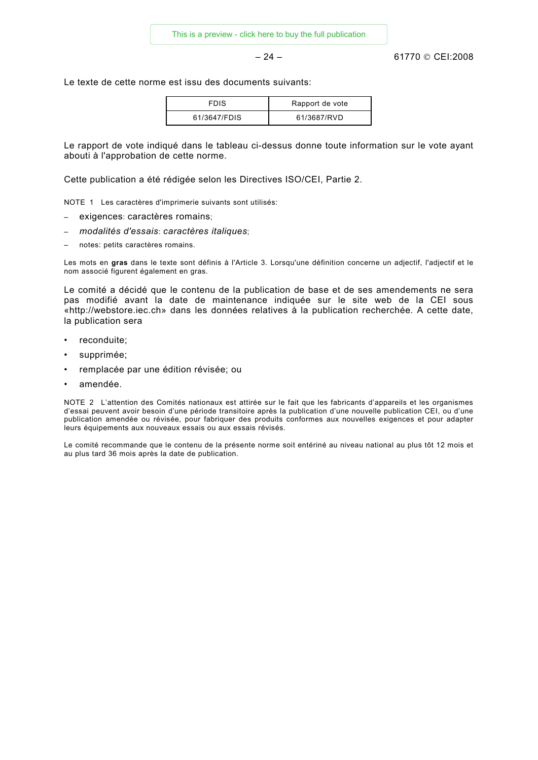Le texte de cette norme est issu des documents suivants:

| FDIS | Rapport de vote |
| --- | --- |
| 61/3647/FDIS | 61/3687/RVD |

Le rapport de vote indiqué dans le tableau ci-dessus donne toute information sur le vote ayant abouti à l'approbation de cette norme.

Cette publication a été rédigée selon les Directives ISO/CEI, Partie 2.

NOTE 1 Les caractères d'imprimerie suivants sont utilisés:

- exigences: caractères romains;
- *modalités d'essais*: *caractères italiques*;
- notes: petits caractères romains.

Les mots en **gras** dans le texte sont définis à l'Article 3. Lorsqu'une définition concerne un adjectif, l'adjectif et le nom associé figurent également en gras.

Le comité a décidé que le contenu de la publication de base et de ses amendements ne sera pas modifié avant la date de maintenance indiquée sur le site web de la CEI sous «http://webstore.iec.ch» dans les données relatives à la publication recherchée. A cette date, la publication sera

- reconduite;
- supprimée;
- remplacée par une édition révisée; ou
- amendée.

NOTE 2 L'attention des Comités nationaux est attirée sur le fait que les fabricants d'appareils et les organismes d'essai peuvent avoir besoin d'une période transitoire après la publication d'une nouvelle publication CEI, ou d'une publication amendée ou révisée, pour fabriquer des produits conformes aux nouvelles exigences et pour adapter leurs équipements aux nouveaux essais ou aux essais révisés.

Le comité recommande que le contenu de la présente norme soit entériné au niveau national au plus tôt 12 mois et au plus tard 36 mois après la date de publication.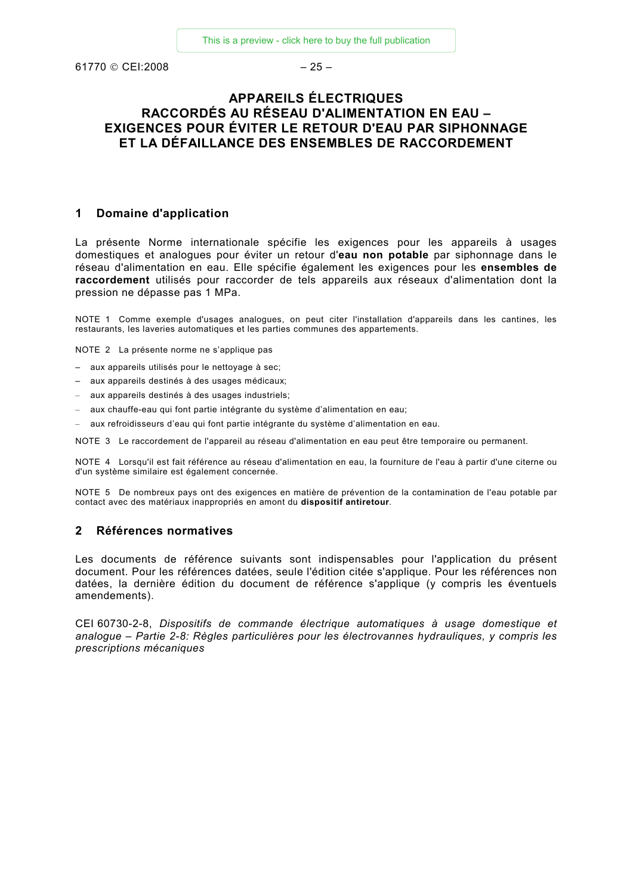# APPAREILS ÉLECTRIQUES RACCORDÉS AU RÉSEAU D'ALIMENTATION EN EAU – EXIGENCES POUR ÉVITER LE RETOUR D'EAU PAR SIPHONNAGE ET LA DÉFAILLANCE DES ENSEMBLES DE RACCORDEMENT

## 1 Domaine d'application

La présente Norme internationale spécifie les exigences pour les appareils à usages domestiques et analogues pour éviter un retour d'**eau non potable** par siphonnage dans le réseau d'alimentation en eau. Elle spécifie également les exigences pour les **ensembles de raccordement** utilisés pour raccorder de tels appareils aux réseaux d'alimentation dont la pression ne dépasse pas 1 MPa.

NOTE 1 Comme exemple d'usages analogues, on peut citer l'installation d'appareils dans les cantines, les restaurants, les laveries automatiques et les parties communes des appartements.

NOTE 2 La présente norme ne s'applique pas

- aux appareils utilisés pour le nettoyage à sec;
- aux appareils destinés à des usages médicaux;
- aux appareils destinés à des usages industriels;
- aux chauffe-eau qui font partie intégrante du système d'alimentation en eau;
- aux refroidisseurs d'eau qui font partie intégrante du système d'alimentation en eau.

NOTE 3 Le raccordement de l'appareil au réseau d'alimentation en eau peut être temporaire ou permanent.

NOTE 4 Lorsqu'il est fait référence au réseau d'alimentation en eau, la fourniture de l'eau à partir d'une citerne ou d'un système similaire est également concernée.

NOTE 5 De nombreux pays ont des exigences en matière de prévention de la contamination de l'eau potable par contact avec des matériaux inappropriés en amont du **dispositif antiretour**.

## 2 Références normatives

Les documents de référence suivants sont indispensables pour l'application du présent document. Pour les références datées, seule l'édition citée s'applique. Pour les références non datées, la dernière édition du document de référence s'applique (y compris les éventuels amendements).

CEI 60730-2-8, *Dispositifs de commande électrique automatiques à usage domestique et analogue – Partie 2-8: Règles particulières pour les électrovannes hydrauliques, y compris les prescriptions mécaniques*